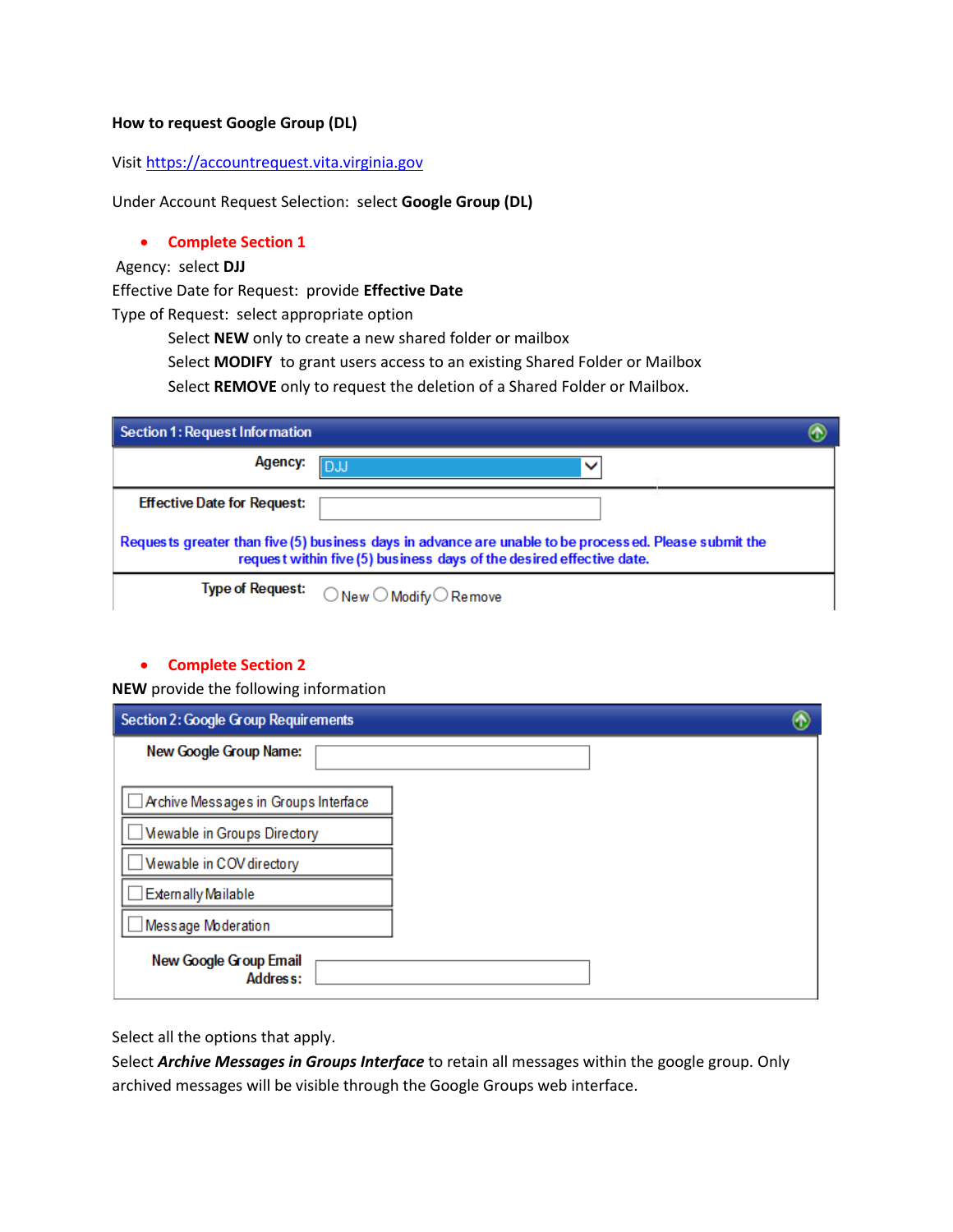**How to request Google Group (DL)**

Visit https://accountrequest.vita.virginia.gov

Under Account Request Selection: select **Google Group (DL)**

- **Complete Section 1**

Agency: select **DJJ**
Effective Date for Request: provide **Effective Date**
Type of Request: select appropriate option

Select **NEW** only to create a new shared folder or mailbox
Select **MODIFY** to grant users access to an existing Shared Folder or Mailbox
Select **REMOVE** only to request the deletion of a Shared Folder or Mailbox.

**Section 1: Request Information**

**Agency:** DJJ

**Effective Date for Request:**

Requests greater than five (5) business days in advance are unable to be processed. Please submit the request within five (5) business days of the desired effective date.

**Type of Request:** ○ New ○ Modify ○ Remove

- **Complete Section 2**

**NEW** provide the following information

**Section 2: Google Group Requirements**

**New Google Group Name:**

- ☐ Archive Messages in Groups Interface
- ☐ Viewable in Groups Directory
- ☐ Viewable in COV directory
- ☐ Externally Mailable
- ☐ Message Moderation

**New Google Group Email Address:**

Select all the options that apply.
Select ***Archive Messages in Groups Interface*** to retain all messages within the google group. Only archived messages will be visible through the Google Groups web interface.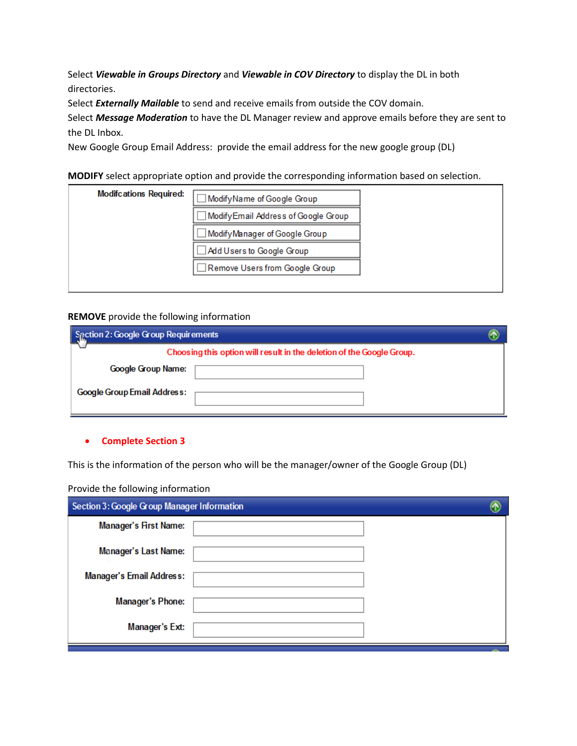Select ***Viewable in Groups Directory*** and ***Viewable in COV Directory*** to display the DL in both directories.
Select ***Externally Mailable*** to send and receive emails from outside the COV domain.
Select ***Message Moderation*** to have the DL Manager review and approve emails before they are sent to the DL Inbox.
New Google Group Email Address: provide the email address for the new google group (DL)

**MODIFY** select appropriate option and provide the corresponding information based on selection.

**Modifcations Required:**

- ☐ Modify Name of Google Group
- ☐ Modify Email Address of Google Group
- ☐ Modify Manager of Google Group
- ☐ Add Users to Google Group
- ☐ Remove Users from Google Group

**REMOVE** provide the following information

**Section 2: Google Group Requirements**

Choosing this option will result in the deletion of the Google Group.

| | |
|---|---|
| **Google Group Name:** | |
| **Google Group Email Address:** | |

- **Complete Section 3**

This is the information of the person who will be the manager/owner of the Google Group (DL)

Provide the following information

**Section 3: Google Group Manager Information**

| | |
|---|---|
| **Manager's First Name:** | |
| **Manager's Last Name:** | |
| **Manager's Email Address:** | |
| **Manager's Phone:** | |
| **Manager's Ext:** | |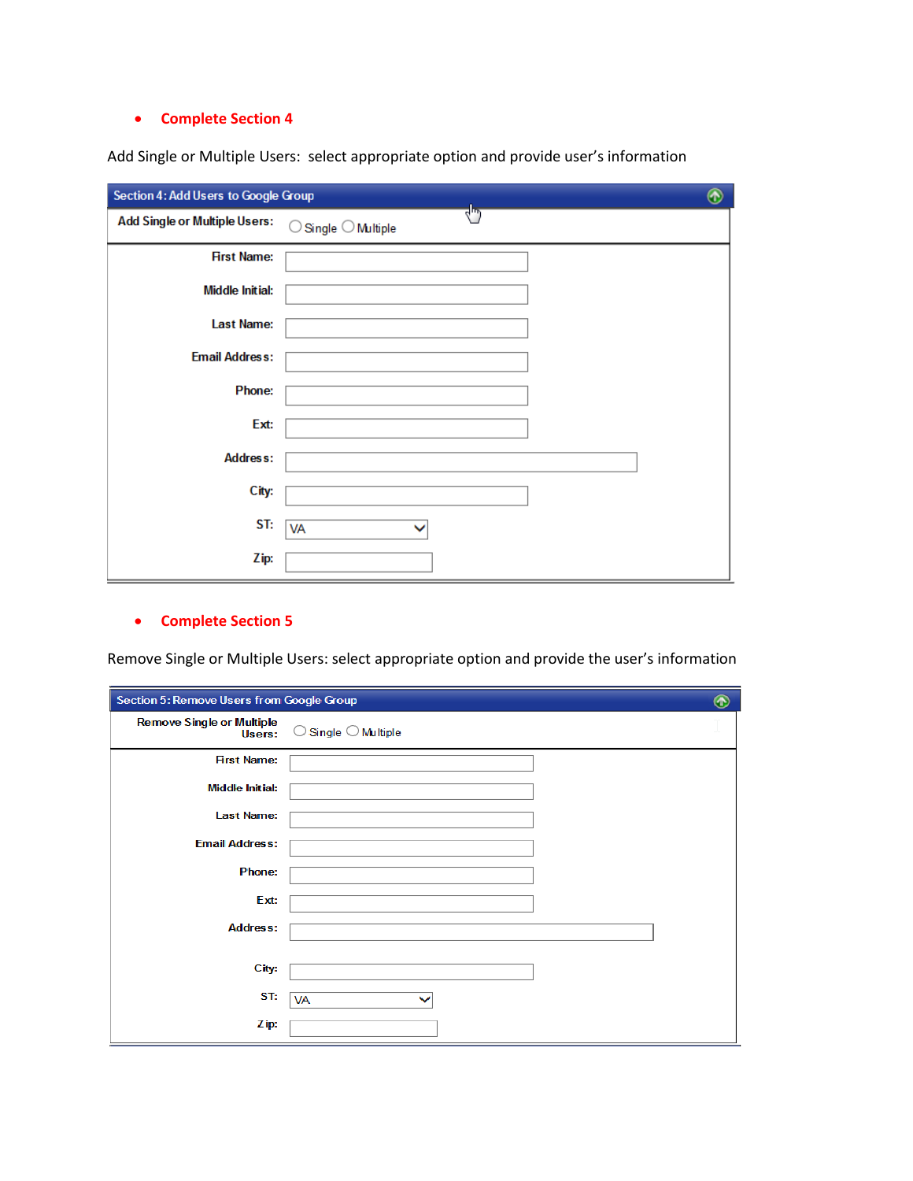- **Complete Section 4**

Add Single or Multiple Users: select appropriate option and provide user's information

**Section 4: Add Users to Google Group**

Add Single or Multiple Users: ○ Single ○ Multiple

| | |
|---|---|
| First Name: | |
| Middle Initial: | |
| Last Name: | |
| Email Address: | |
| Phone: | |
| Ext: | |
| Address: | |
| City: | |
| ST: | VA |
| Zip: | |

- **Complete Section 5**

Remove Single or Multiple Users: select appropriate option and provide the user's information

**Section 5: Remove Users from Google Group**

Remove Single or Multiple Users: ○ Single ○ Multiple

| | |
|---|---|
| First Name: | |
| Middle Initial: | |
| Last Name: | |
| Email Address: | |
| Phone: | |
| Ext: | |
| Address: | |
| City: | |
| ST: | VA |
| Zip: | |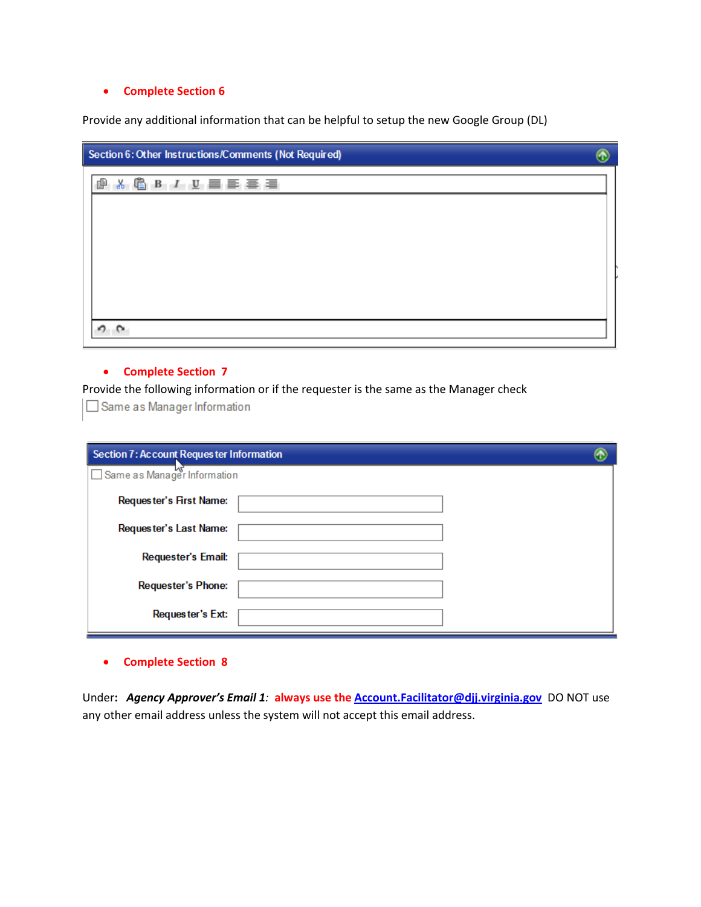- **Complete Section 6**

Provide any additional information that can be helpful to setup the new Google Group (DL)

**Section 6: Other Instructions/Comments (Not Required)**

- **Complete Section 7**

Provide the following information or if the requester is the same as the Manager check

☐ Same as Manager Information

**Section 7: Account Requester Information**

☐ Same as Manager Information

| | |
|---|---|
| Requester's First Name: | |
| Requester's Last Name: | |
| Requester's Email: | |
| Requester's Phone: | |
| Requester's Ext: | |

- **Complete Section 8**

Under**:** ***Agency Approver's Email 1****:* **always use the [Account.Facilitator@djj.virginia.gov](mailto:Account.Facilitator@djj.virginia.gov)** DO NOT use any other email address unless the system will not accept this email address.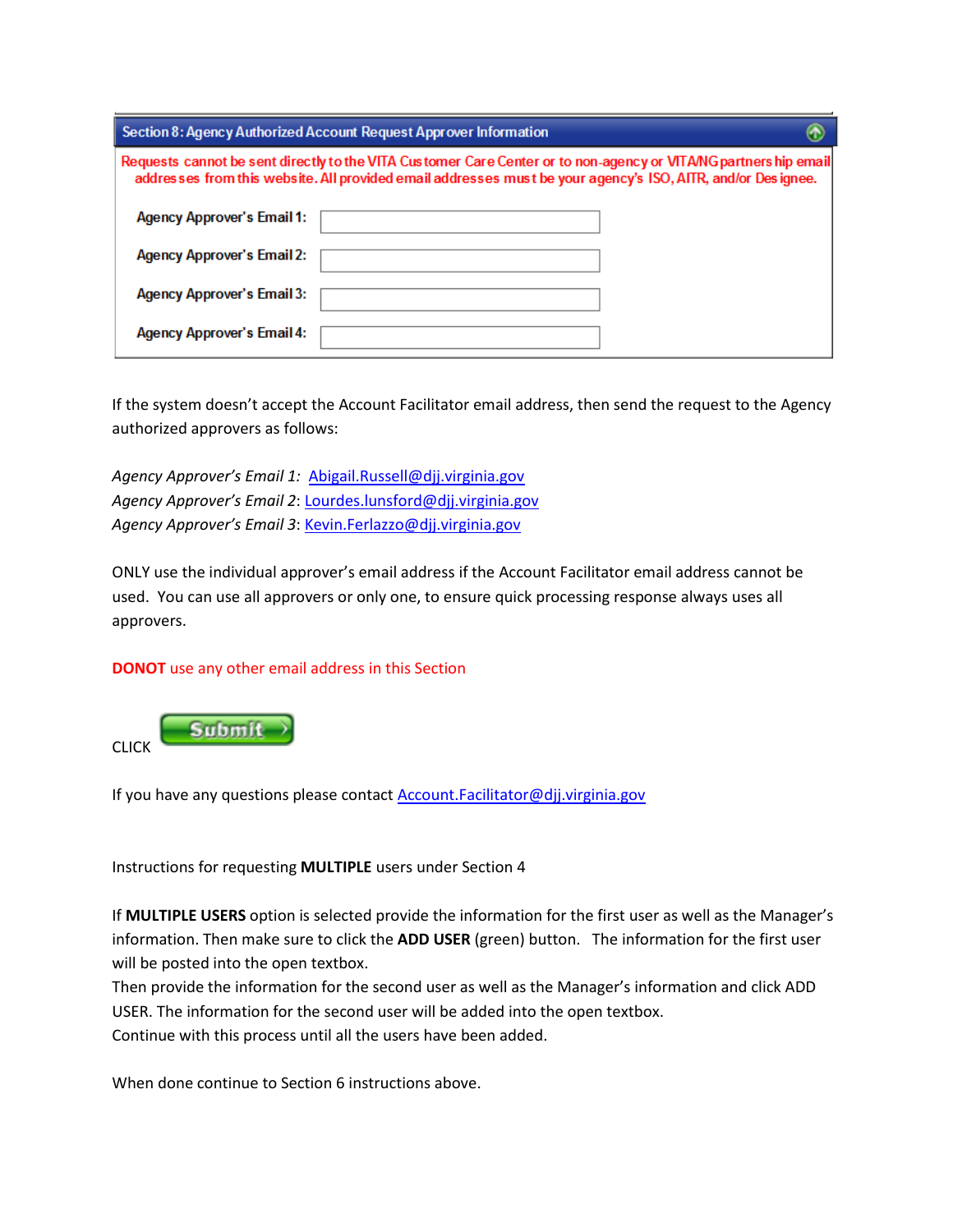**Section 8: Agency Authorized Account Request Approver Information**

Requests cannot be sent directly to the VITA Customer Care Center or to non-agency or VITA/NG partnership email addresses from this website. All provided email addresses must be your agency's ISO, AITR, and/or Designee.

| | |
|---|---|
| Agency Approver's Email 1: | |
| Agency Approver's Email 2: | |
| Agency Approver's Email 3: | |
| Agency Approver's Email 4: | |

If the system doesn't accept the Account Facilitator email address, then send the request to the Agency authorized approvers as follows:

*Agency Approver's Email 1:* Abigail.Russell@djj.virginia.gov
*Agency Approver's Email 2*: Lourdes.lunsford@djj.virginia.gov
*Agency Approver's Email 3*: Kevin.Ferlazzo@djj.virginia.gov

ONLY use the individual approver's email address if the Account Facilitator email address cannot be used. You can use all approvers or only one, to ensure quick processing response always uses all approvers.

**DONOT** use any other email address in this Section

CLICK Submit

If you have any questions please contact Account.Facilitator@djj.virginia.gov

Instructions for requesting **MULTIPLE** users under Section 4

If **MULTIPLE USERS** option is selected provide the information for the first user as well as the Manager's information. Then make sure to click the **ADD USER** (green) button. The information for the first user will be posted into the open textbox.
Then provide the information for the second user as well as the Manager's information and click ADD USER. The information for the second user will be added into the open textbox.
Continue with this process until all the users have been added.

When done continue to Section 6 instructions above.